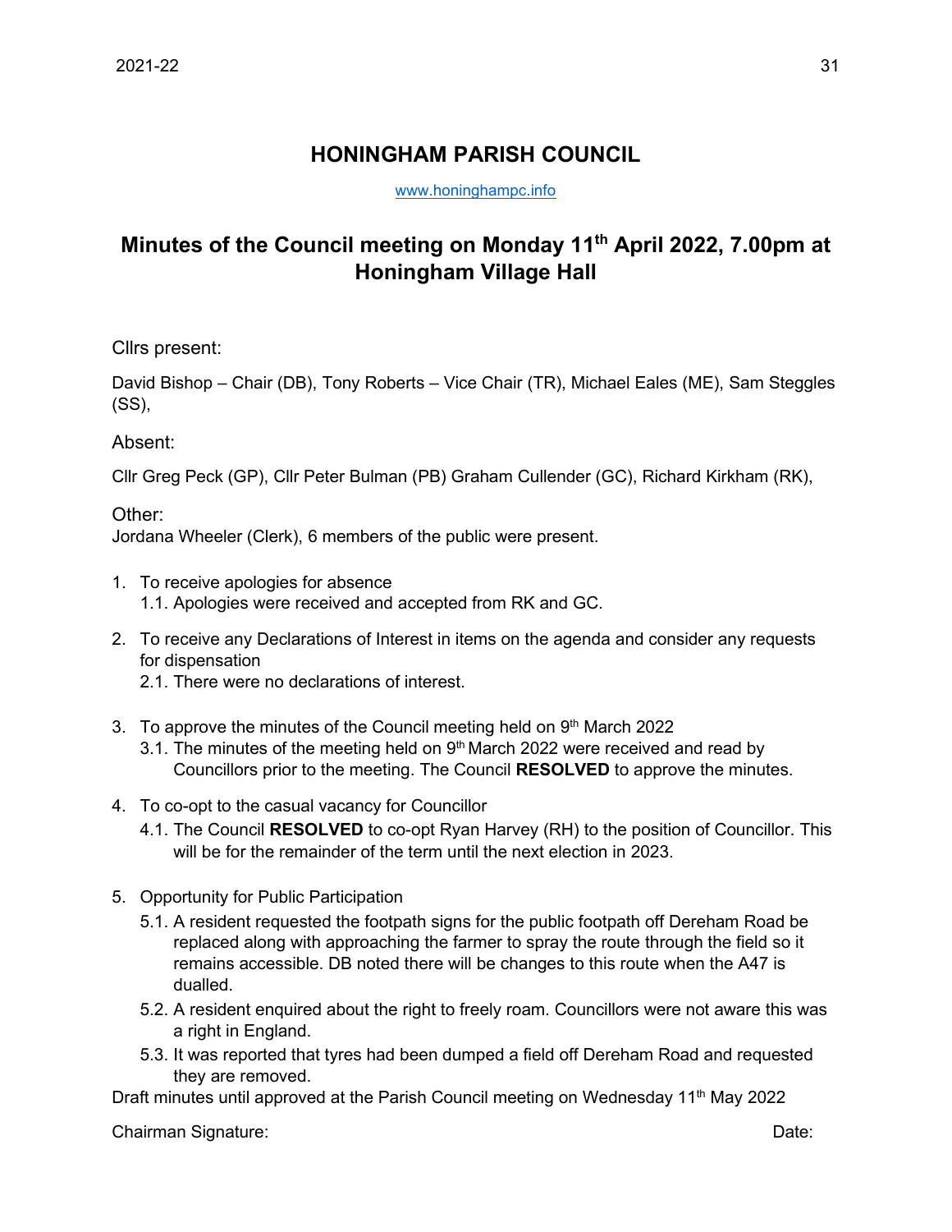# HONINGHAM PARISH COUNCIL

www.honinghampc.info

## Minutes of the Council meeting on Monday 11th April 2022, 7.00pm at Honingham Village Hall

Cllrs present:

David Bishop – Chair (DB), Tony Roberts – Vice Chair (TR), Michael Eales (ME), Sam Steggles (SS),

Absent:

Cllr Greg Peck (GP), Cllr Peter Bulman (PB) Graham Cullender (GC), Richard Kirkham (RK),

Other:
Jordana Wheeler (Clerk), 6 members of the public were present.

1. To receive apologies for absence
   1.1. Apologies were received and accepted from RK and GC.

2. To receive any Declarations of Interest in items on the agenda and consider any requests for dispensation
   2.1. There were no declarations of interest.

3. To approve the minutes of the Council meeting held on 9th March 2022
   3.1. The minutes of the meeting held on 9th March 2022 were received and read by Councillors prior to the meeting. The Council **RESOLVED** to approve the minutes.

4. To co-opt to the casual vacancy for Councillor
   4.1. The Council **RESOLVED** to co-opt Ryan Harvey (RH) to the position of Councillor. This will be for the remainder of the term until the next election in 2023.

5. Opportunity for Public Participation
   5.1. A resident requested the footpath signs for the public footpath off Dereham Road be replaced along with approaching the farmer to spray the route through the field so it remains accessible. DB noted there will be changes to this route when the A47 is dualled.
   5.2. A resident enquired about the right to freely roam. Councillors were not aware this was a right in England.
   5.3. It was reported that tyres had been dumped a field off Dereham Road and requested they are removed.

Draft minutes until approved at the Parish Council meeting on Wednesday 11th May 2022

Chairman Signature: Date: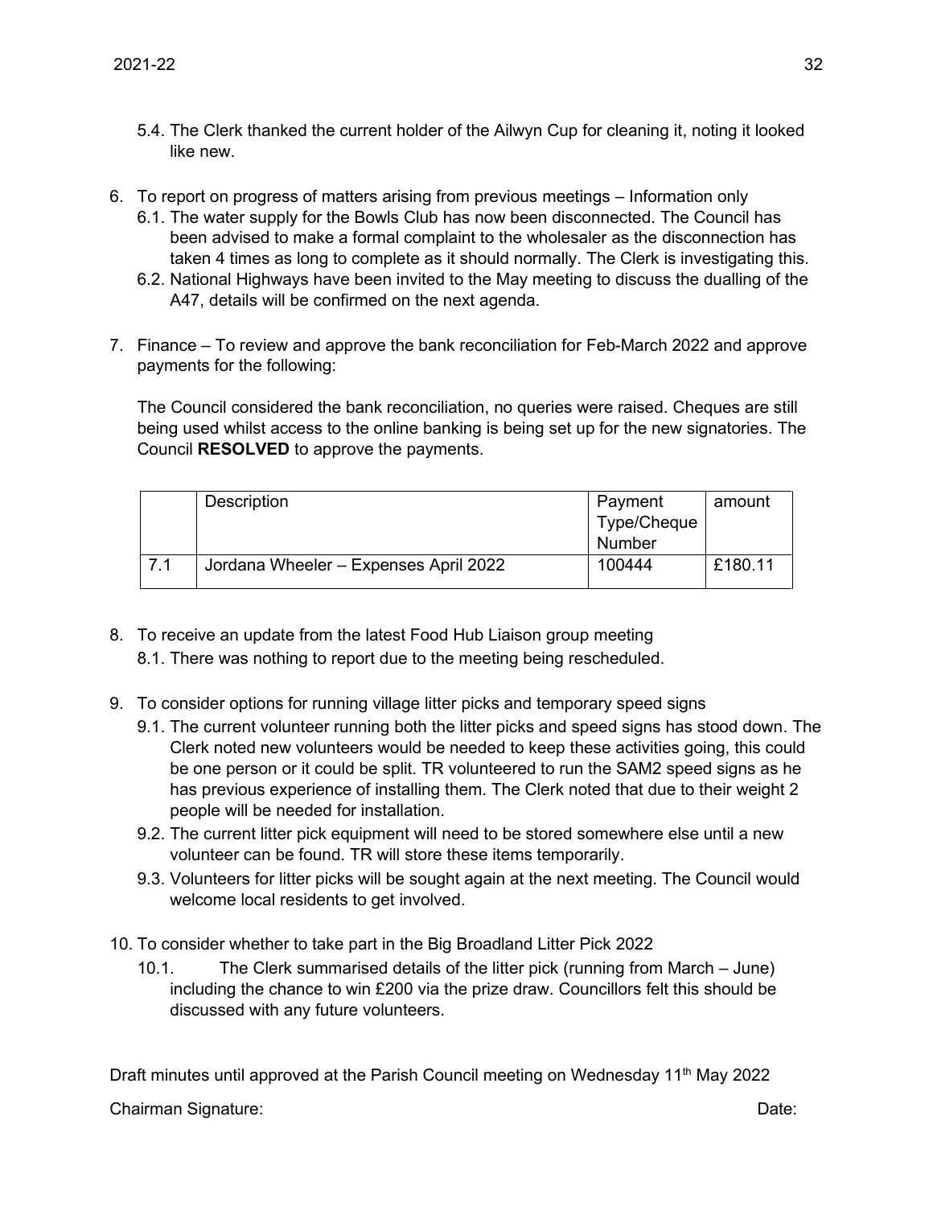5.4. The Clerk thanked the current holder of the Ailwyn Cup for cleaning it, noting it looked like new.

6. To report on progress of matters arising from previous meetings – Information only
   6.1. The water supply for the Bowls Club has now been disconnected. The Council has been advised to make a formal complaint to the wholesaler as the disconnection has taken 4 times as long to complete as it should normally. The Clerk is investigating this.
   6.2. National Highways have been invited to the May meeting to discuss the dualling of the A47, details will be confirmed on the next agenda.

7. Finance – To review and approve the bank reconciliation for Feb-March 2022 and approve payments for the following:

   The Council considered the bank reconciliation, no queries were raised. Cheques are still being used whilst access to the online banking is being set up for the new signatories. The Council **RESOLVED** to approve the payments.

| | Description | Payment Type/Cheque Number | amount |
|---|---|---|---|
| 7.1 | Jordana Wheeler – Expenses April 2022 | 100444 | £180.11 |

8. To receive an update from the latest Food Hub Liaison group meeting
   8.1. There was nothing to report due to the meeting being rescheduled.

9. To consider options for running village litter picks and temporary speed signs
   9.1. The current volunteer running both the litter picks and speed signs has stood down. The Clerk noted new volunteers would be needed to keep these activities going, this could be one person or it could be split. TR volunteered to run the SAM2 speed signs as he has previous experience of installing them. The Clerk noted that due to their weight 2 people will be needed for installation.
   9.2. The current litter pick equipment will need to be stored somewhere else until a new volunteer can be found. TR will store these items temporarily.
   9.3. Volunteers for litter picks will be sought again at the next meeting. The Council would welcome local residents to get involved.

10. To consider whether to take part in the Big Broadland Litter Pick 2022
    10.1. The Clerk summarised details of the litter pick (running from March – June) including the chance to win £200 via the prize draw. Councillors felt this should be discussed with any future volunteers.

Draft minutes until approved at the Parish Council meeting on Wednesday 11th May 2022

Chairman Signature: Date: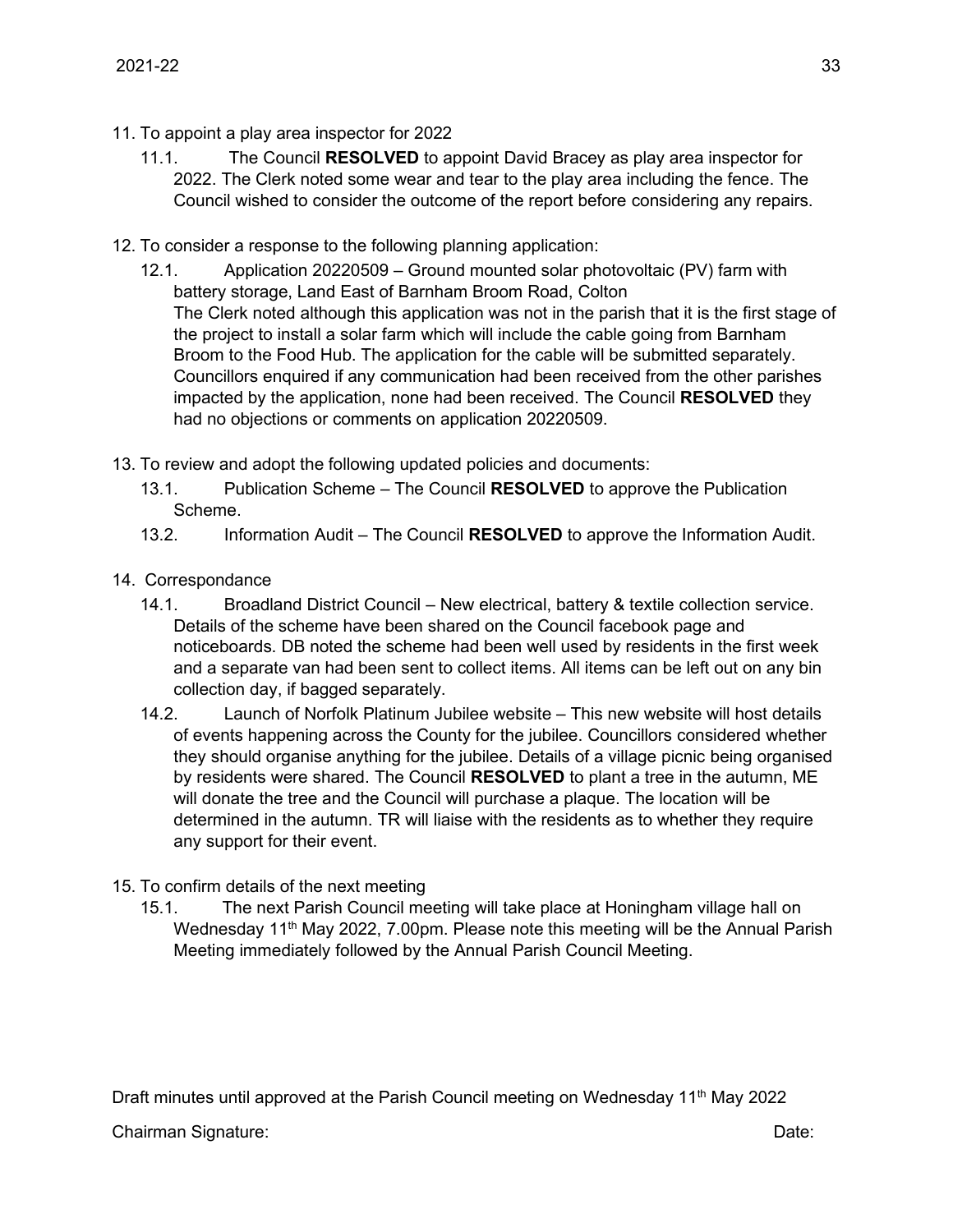11. To appoint a play area inspector for 2022
    11.1. The Council **RESOLVED** to appoint David Bracey as play area inspector for 2022. The Clerk noted some wear and tear to the play area including the fence. The Council wished to consider the outcome of the report before considering any repairs.

12. To consider a response to the following planning application:
    12.1. Application 20220509 – Ground mounted solar photovoltaic (PV) farm with battery storage, Land East of Barnham Broom Road, Colton
    The Clerk noted although this application was not in the parish that it is the first stage of the project to install a solar farm which will include the cable going from Barnham Broom to the Food Hub. The application for the cable will be submitted separately. Councillors enquired if any communication had been received from the other parishes impacted by the application, none had been received. The Council **RESOLVED** they had no objections or comments on application 20220509.

13. To review and adopt the following updated policies and documents:
    13.1. Publication Scheme – The Council **RESOLVED** to approve the Publication Scheme.
    13.2. Information Audit – The Council **RESOLVED** to approve the Information Audit.

14. Correspondance
    14.1. Broadland District Council – New electrical, battery & textile collection service. Details of the scheme have been shared on the Council facebook page and noticeboards. DB noted the scheme had been well used by residents in the first week and a separate van had been sent to collect items. All items can be left out on any bin collection day, if bagged separately.
    14.2. Launch of Norfolk Platinum Jubilee website – This new website will host details of events happening across the County for the jubilee. Councillors considered whether they should organise anything for the jubilee. Details of a village picnic being organised by residents were shared. The Council **RESOLVED** to plant a tree in the autumn, ME will donate the tree and the Council will purchase a plaque. The location will be determined in the autumn. TR will liaise with the residents as to whether they require any support for their event.

15. To confirm details of the next meeting
    15.1. The next Parish Council meeting will take place at Honingham village hall on Wednesday 11th May 2022, 7.00pm. Please note this meeting will be the Annual Parish Meeting immediately followed by the Annual Parish Council Meeting.

Draft minutes until approved at the Parish Council meeting on Wednesday 11th May 2022

Chairman Signature: Date: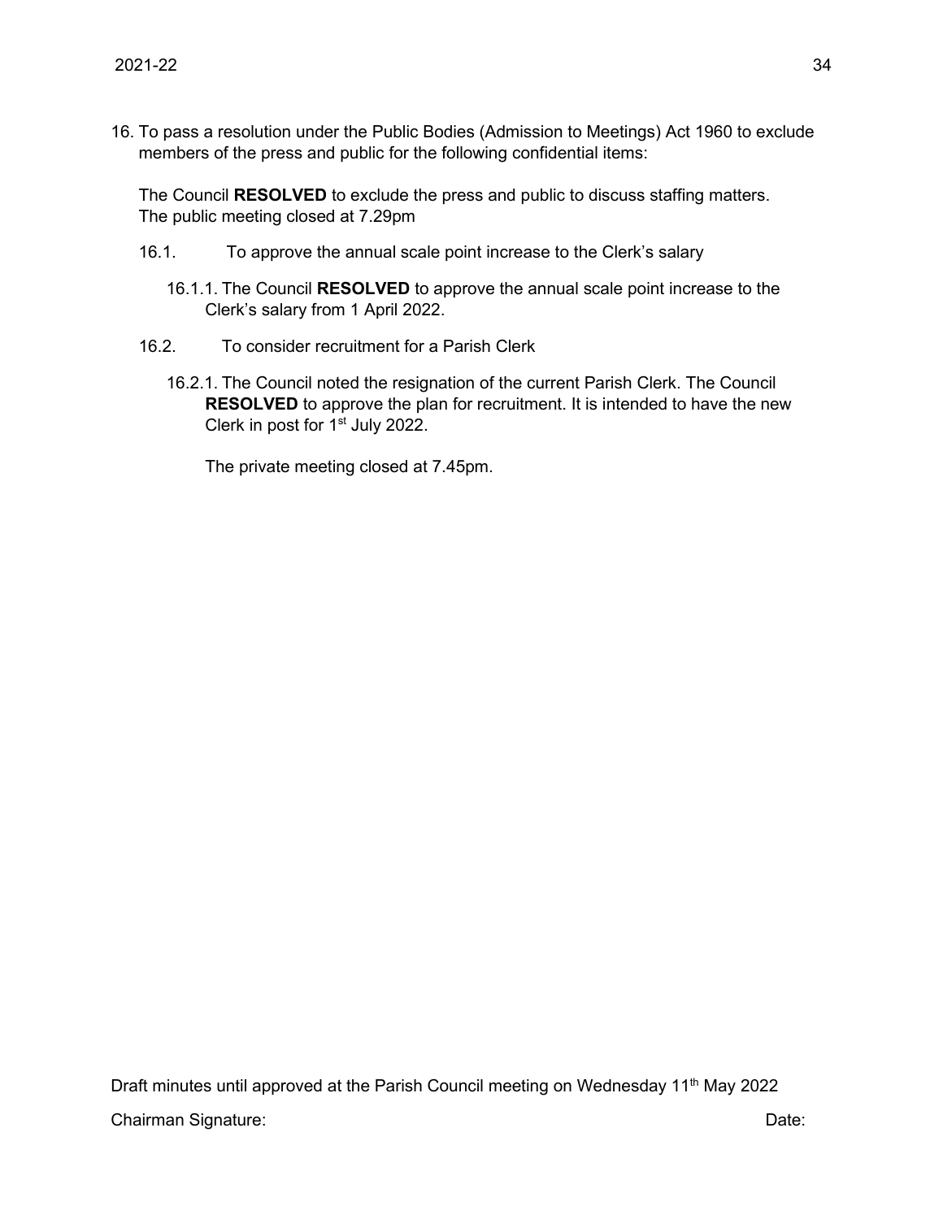16. To pass a resolution under the Public Bodies (Admission to Meetings) Act 1960 to exclude members of the press and public for the following confidential items:

    The Council **RESOLVED** to exclude the press and public to discuss staffing matters.
    The public meeting closed at 7.29pm

    16.1. To approve the annual scale point increase to the Clerk's salary

    16.1.1. The Council **RESOLVED** to approve the annual scale point increase to the Clerk's salary from 1 April 2022.

    16.2. To consider recruitment for a Parish Clerk

    16.2.1. The Council noted the resignation of the current Parish Clerk. The Council **RESOLVED** to approve the plan for recruitment. It is intended to have the new Clerk in post for 1st July 2022.

    The private meeting closed at 7.45pm.

Draft minutes until approved at the Parish Council meeting on Wednesday 11th May 2022

Chairman Signature: Date: